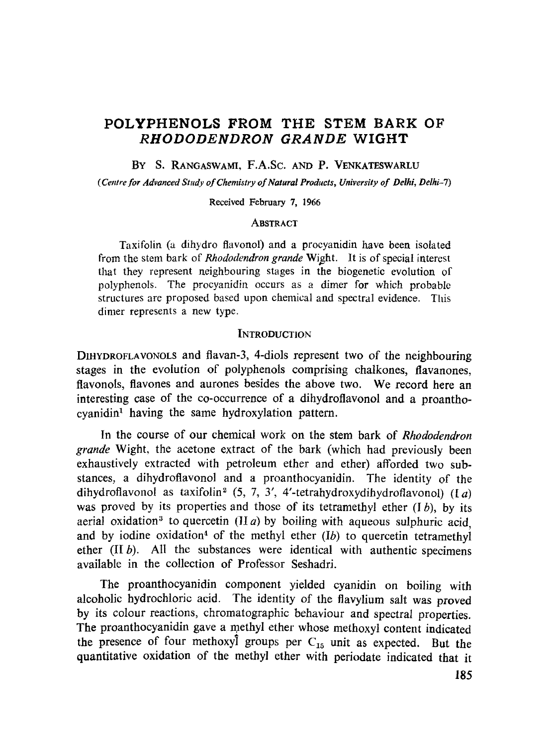# POLYPHENOLS FROM THE STEM BARK OF *RHODODENDRON GRANDE* WIGHT

BY S. RANGASWAMI, F.A.Sc. AND P. VENKATESWARLU

*(Centre for Advanced Study of Chemistry of Natural Products, University of Delhi, Delhi-7)*

Received February 7, 1966

## ABSTRACT

Taxifolin (a dihydro flavonol) and a procyanidin have been isolated from the stem bark of *Rhododendron grande* Wight. It is of special interest that they represent neighbouring stages in the biogenetic evolution of polyphenols. The procyanidin occurs as a dimer for which probable structures are proposed based upon chemical and spectral evidence. This dimer represents a new type.

## INTRODUCTION

DIHYDROFLAVONOLS and flavan-3, 4-diols represent two of the neighbouring stages in the evolution of polyphenols comprising chalkones, flavanones, flavonols, flavones and aurones besides the above two. We record here an interesting case of the co-occurrence of a dihydroflavonol and a proanthocyanidin[1] having the same hydroxylation pattern.

In the course of our chemical work on the stem bark of *Rhododendron grande* Wight, the acetone extract of the bark (which had previously been exhaustively extracted with petroleum ether and ether) afforded two substances, a dihydroflavonol and a proanthocyanidin. The identity of the dihydroflavonol as taxifolin[2] (5, 7, 3′, 4′-tetrahydroxydihydroflavonol) (I *a*) was proved by its properties and those of its tetramethyl ether (I *b*), by its aerial oxidation[3] to quercetin (II *a*) by boiling with aqueous sulphuric acid, and by iodine oxidation[4] of the methyl ether (I*b*) to quercetin tetramethyl ether (II *b*). All the substances were identical with authentic specimens available in the collection of Professor Seshadri.

The proanthocyanidin component yielded cyanidin on boiling with alcoholic hydrochloric acid. The identity of the flavylium salt was proved by its colour reactions, chromatographic behaviour and spectral properties. The proanthocyanidin gave a methyl ether whose methoxyl content indicated the presence of four methoxyl groups per $C_{15}$ unit as expected. But the quantitative oxidation of the methyl ether with periodate indicated that it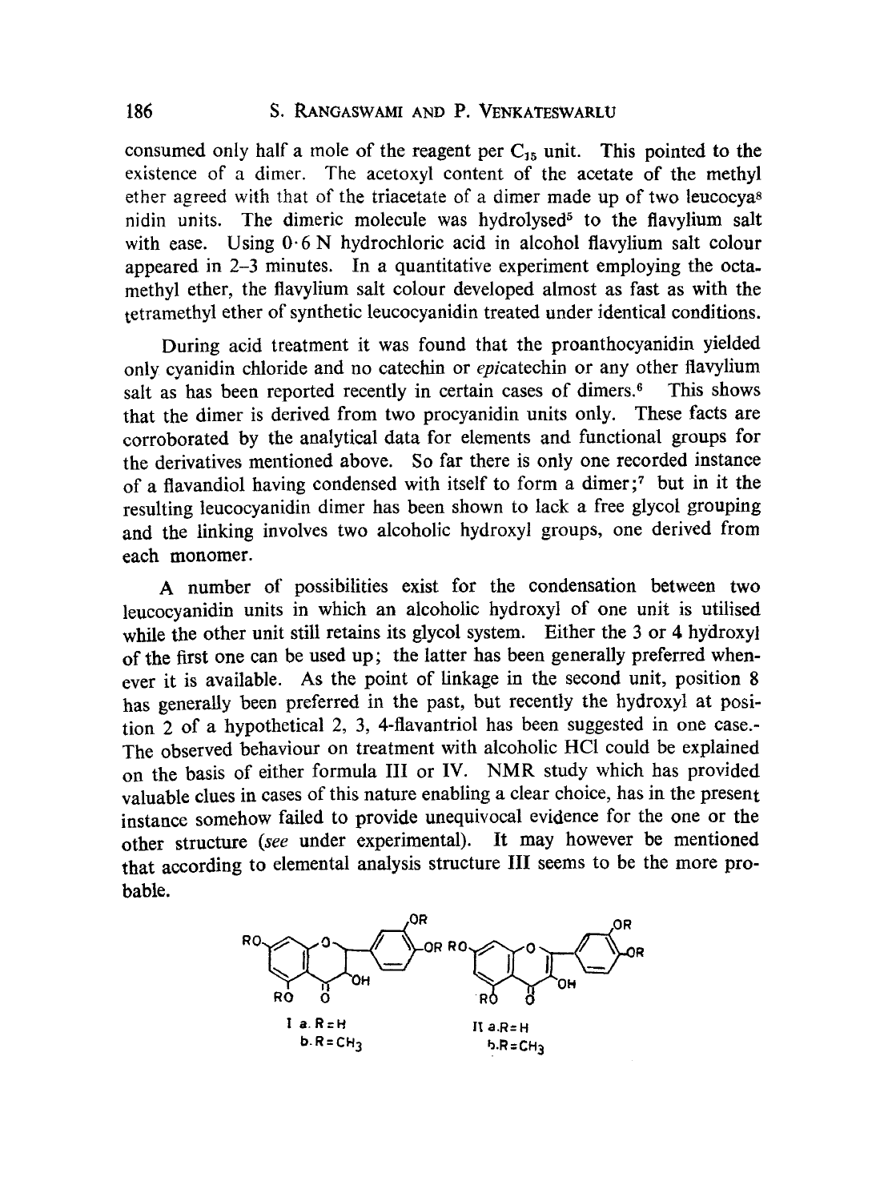consumed only half a mole of the reagent per $C_{15}$ unit. This pointed to the existence of a dimer. The acetoxyl content of the acetate of the methyl ether agreed with that of the triacetate of a dimer made up of two leucocya[8] nidin units. The dimeric molecule was hydrolysed[5] to the flavylium salt with ease. Using 0·6 N hydrochloric acid in alcohol flavylium salt colour appeared in 2–3 minutes. In a quantitative experiment employing the octamethyl ether, the flavylium salt colour developed almost as fast as with the tetramethyl ether of synthetic leucocyanidin treated under identical conditions.

During acid treatment it was found that the proanthocyanidin yielded only cyanidin chloride and no catechin or *epi*catechin or any other flavylium salt as has been reported recently in certain cases of dimers.[6] This shows that the dimer is derived from two procyanidin units only. These facts are corroborated by the analytical data for elements and functional groups for the derivatives mentioned above. So far there is only one recorded instance of a flavandiol having condensed with itself to form a dimer;[7] but in it the resulting leucocyanidin dimer has been shown to lack a free glycol grouping and the linking involves two alcoholic hydroxyl groups, one derived from each monomer.

A number of possibilities exist for the condensation between two leucocyanidin units in which an alcoholic hydroxyl of one unit is utilised while the other unit still retains its glycol system. Either the 3 or 4 hydroxyl of the first one can be used up; the latter has been generally preferred whenever it is available. As the point of linkage in the second unit, position 8 has generally been preferred in the past, but recently the hydroxyl at position 2 of a hypothetical 2, 3, 4-flavantriol has been suggested in one case.- The observed behaviour on treatment with alcoholic HCl could be explained on the basis of either formula III or IV. NMR study which has provided valuable clues in cases of this nature enabling a clear choice, has in the present instance somehow failed to provide unequivocal evidence for the one or the other structure (*see* under experimental). It may however be mentioned that according to elemental analysis structure III seems to be the more probable.

I a. R = H
b. R = $CH_3$

II a. R = H
b. R = $CH_3$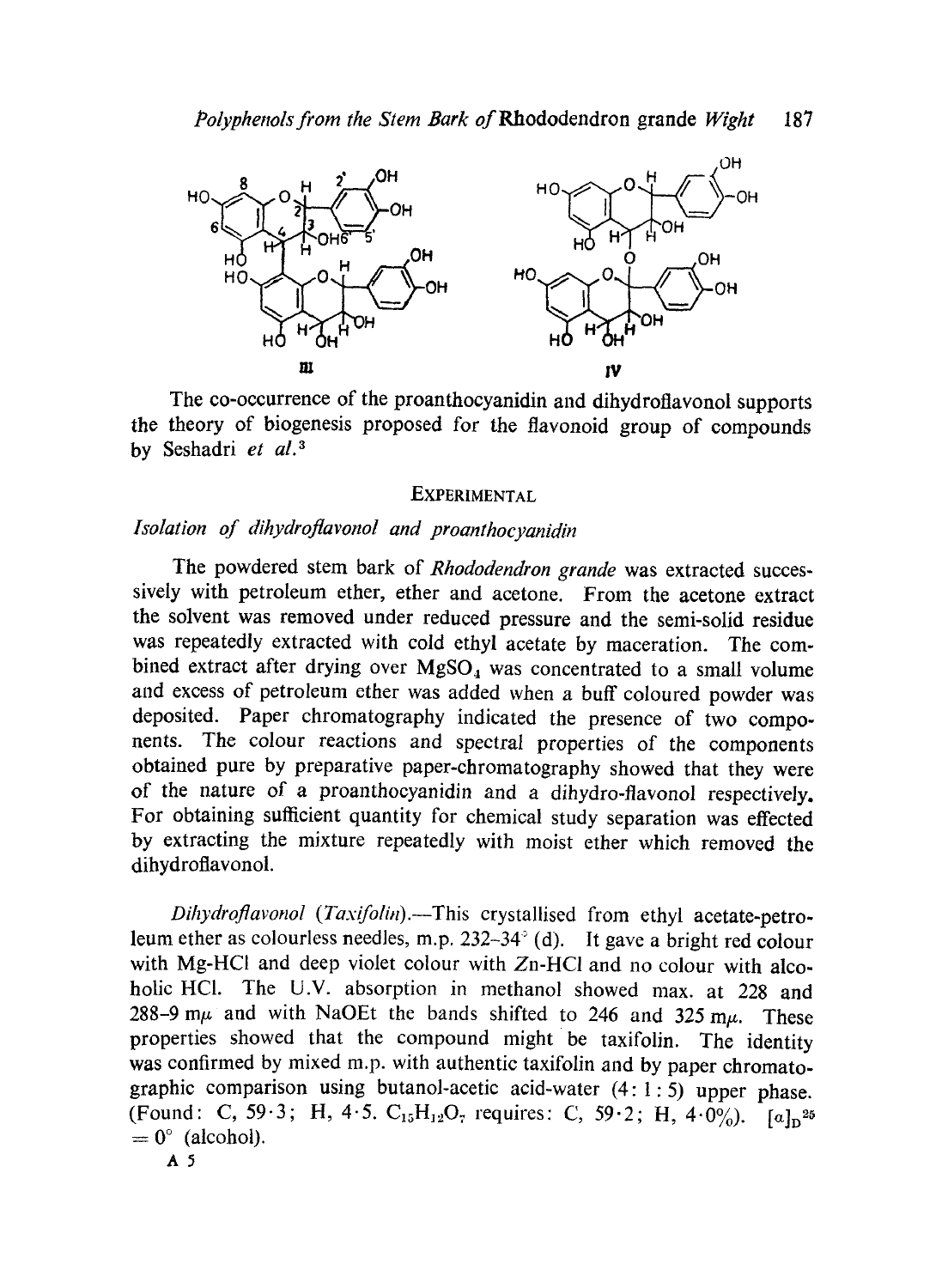The co-occurrence of the proanthocyanidin and dihydroflavonol supports the theory of biogenesis proposed for the flavonoid group of compounds by Seshadri *et al.*[3]

## EXPERIMENTAL

### *Isolation of dihydroflavonol and proanthocyanidin*

The powdered stem bark of *Rhododendron grande* was extracted successively with petroleum ether, ether and acetone. From the acetone extract the solvent was removed under reduced pressure and the semi-solid residue was repeatedly extracted with cold ethyl acetate by maceration. The combined extract after drying over $MgSO_4$ was concentrated to a small volume and excess of petroleum ether was added when a buff coloured powder was deposited. Paper chromatography indicated the presence of two components. The colour reactions and spectral properties of the components obtained pure by preparative paper-chromatography showed that they were of the nature of a proanthocyanidin and a dihydro-flavonol respectively. For obtaining sufficient quantity for chemical study separation was effected by extracting the mixture repeatedly with moist ether which removed the dihydroflavonol.

*Dihydroflavonol* (*Taxifolin*).—This crystallised from ethyl acetate-petroleum ether as colourless needles, m.p. 232–34° (d). It gave a bright red colour with Mg-HCl and deep violet colour with Zn-HCl and no colour with alcoholic HCl. The U.V. absorption in methanol showed max. at 228 and 288–9 mμ and with NaOEt the bands shifted to 246 and 325 mμ. These properties showed that the compound might be taxifolin. The identity was confirmed by mixed m.p. with authentic taxifolin and by paper chromatographic comparison using butanol-acetic acid-water (4 : 1 : 5) upper phase. (Found: C, 59·3; H, 4·5. $C_{15}H_{12}O_7$ requires: C, 59·2; H, 4·0%). $[\alpha]_D^{25} = 0°$ (alcohol).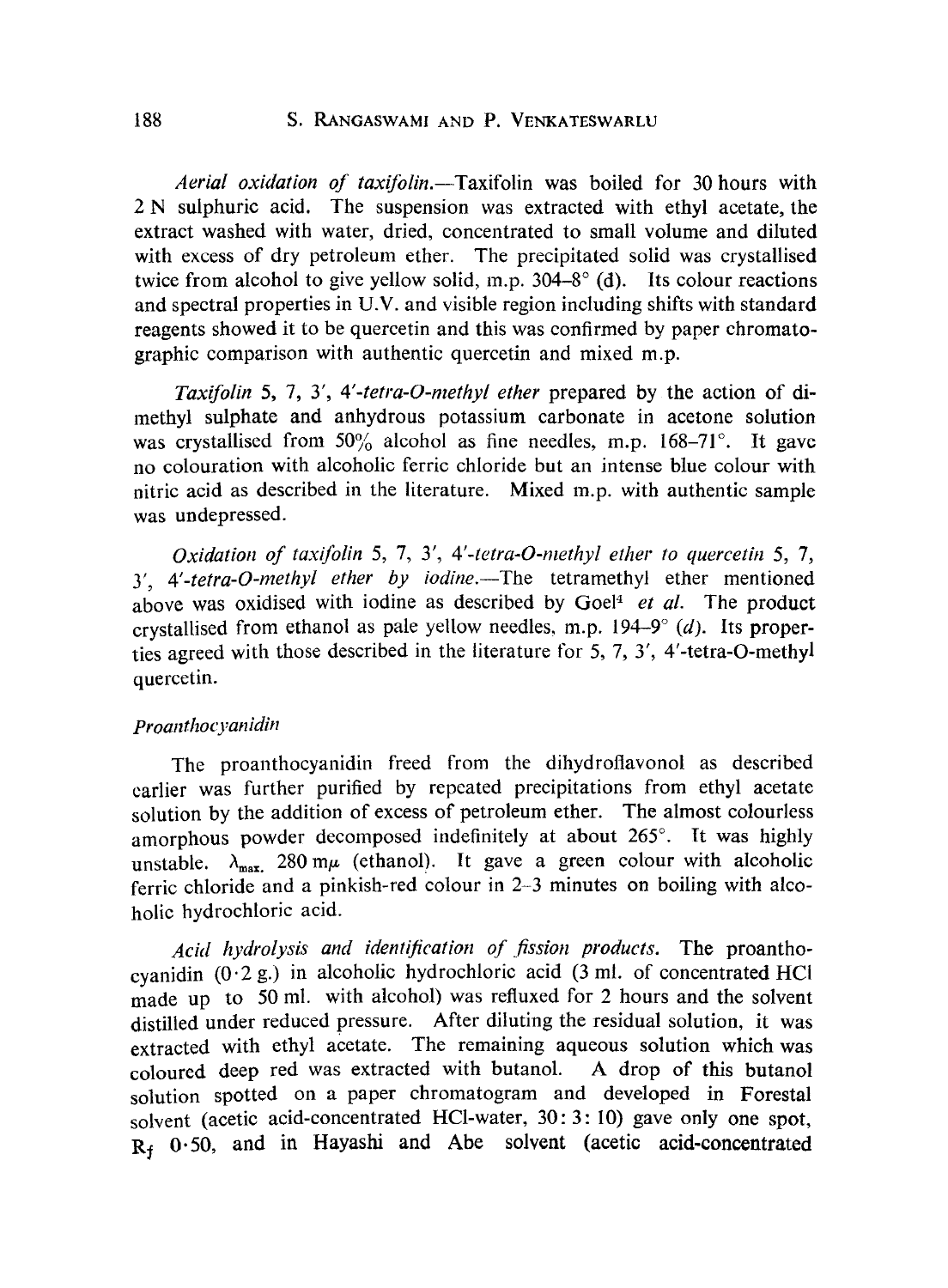*Aerial oxidation of taxifolin.*—Taxifolin was boiled for 30 hours with 2 N sulphuric acid. The suspension was extracted with ethyl acetate, the extract washed with water, dried, concentrated to small volume and diluted with excess of dry petroleum ether. The precipitated solid was crystallised twice from alcohol to give yellow solid, m.p. 304–8° (d). Its colour reactions and spectral properties in U.V. and visible region including shifts with standard reagents showed it to be quercetin and this was confirmed by paper chromatographic comparison with authentic quercetin and mixed m.p.

*Taxifolin 5, 7, 3′, 4′-tetra-O-methyl ether* prepared by the action of dimethyl sulphate and anhydrous potassium carbonate in acetone solution was crystallised from 50% alcohol as fine needles, m.p. 168–71°. It gave no colouration with alcoholic ferric chloride but an intense blue colour with nitric acid as described in the literature. Mixed m.p. with authentic sample was undepressed.

*Oxidation of taxifolin 5, 7, 3′, 4′-tetra-O-methyl ether to quercetin 5, 7, 3′, 4′-tetra-O-methyl ether by iodine.*—The tetramethyl ether mentioned above was oxidised with iodine as described by Goel[4] *et al.* The product crystallised from ethanol as pale yellow needles, m.p. 194–9° (*d*). Its properties agreed with those described in the literature for 5, 7, 3′, 4′-tetra-O-methyl quercetin.

### *Proanthocyanidin*

The proanthocyanidin freed from the dihydroflavonol as described earlier was further purified by repeated precipitations from ethyl acetate solution by the addition of excess of petroleum ether. The almost colourless amorphous powder decomposed indefinitely at about 265°. It was highly unstable. $\lambda_{max.}$ 280 m$\mu$ (ethanol). It gave a green colour with alcoholic ferric chloride and a pinkish-red colour in 2–3 minutes on boiling with alcoholic hydrochloric acid.

*Acid hydrolysis and identification of fission products.* The proanthocyanidin (0·2 g.) in alcoholic hydrochloric acid (3 ml. of concentrated HCl made up to 50 ml. with alcohol) was refluxed for 2 hours and the solvent distilled under reduced pressure. After diluting the residual solution, it was extracted with ethyl acetate. The remaining aqueous solution which was coloured deep red was extracted with butanol. A drop of this butanol solution spotted on a paper chromatogram and developed in Forestal solvent (acetic acid-concentrated HCl-water, 30: 3: 10) gave only one spot, $R_f$ 0·50, and in Hayashi and Abe solvent (acetic acid-concentrated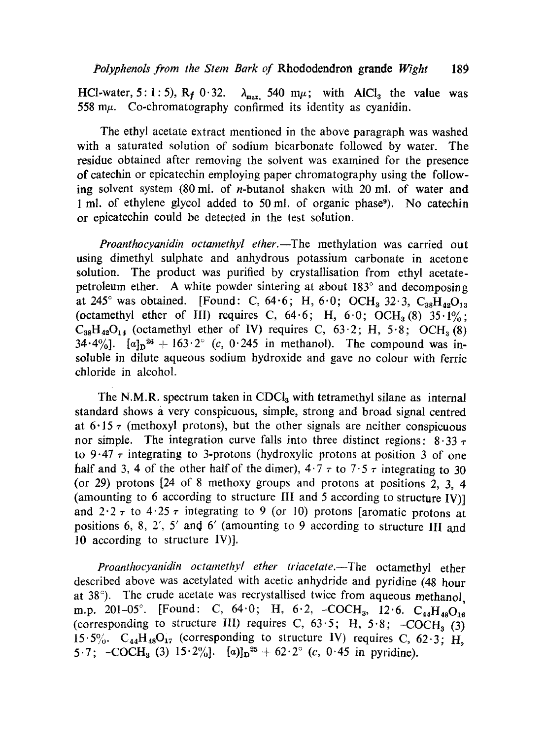HCl-water, 5 : 1 : 5), $R_f$ 0·32. $\lambda_{max}$ 540 m$\mu$; with $AlCl_3$ the value was 558 m$\mu$. Co-chromatography confirmed its identity as cyanidin.

The ethyl acetate extract mentioned in the above paragraph was washed with a saturated solution of sodium bicarbonate followed by water. The residue obtained after removing the solvent was examined for the presence of catechin or epicatechin employing paper chromatography using the following solvent system (80 ml. of *n*-butanol shaken with 20 ml. of water and 1 ml. of ethylene glycol added to 50 ml. of organic phase[9]). No catechin or epicatechin could be detected in the test solution.

*Proanthocyanidin octamethyl ether*.—The methylation was carried out using dimethyl sulphate and anhydrous potassium carbonate in acetone solution. The product was purified by crystallisation from ethyl acetate-petroleum ether. A white powder sintering at about 183° and decomposing at 245° was obtained. [Found: C, 64·6; H, 6·0; $OCH_3$ 32·3, $C_{38}H_{42}O_{13}$ (octamethyl ether of III) requires C, 64·6; H, 6·0; $OCH_3$ (8) 35·1%; $C_{38}H_{42}O_{14}$ (octamethyl ether of IV) requires C, 63·2; H, 5·8; $OCH_3$ (8) 34·4%]. $[\alpha]_D^{26}$ + 163·2° (*c*, 0·245 in methanol). The compound was insoluble in dilute aqueous sodium hydroxide and gave no colour with ferric chloride in alcohol.

The N.M.R. spectrum taken in $CDCl_3$ with tetramethyl silane as internal standard shows a very conspicuous, simple, strong and broad signal centred at 6·15 $\tau$ (methoxyl protons), but the other signals are neither conspicuous nor simple. The integration curve falls into three distinct regions: 8·33 $\tau$ to 9·47 $\tau$ integrating to 3-protons (hydroxylic protons at position 3 of one half and 3, 4 of the other half of the dimer), 4·7 $\tau$ to 7·5 $\tau$ integrating to 30 (or 29) protons [24 of 8 methoxy groups and protons at positions 2, 3, 4 (amounting to 6 according to structure III and 5 according to structure IV)] and 2·2 $\tau$ to 4·25 $\tau$ integrating to 9 (or 10) protons [aromatic protons at positions 6, 8, 2′, 5′ and 6′ (amounting to 9 according to structure III and 10 according to structure IV)].

*Proanthocyanidin octamethyl ether triacetate*.—The octamethyl ether described above was acetylated with acetic anhydride and pyridine (48 hour at 38°). The crude acetate was recrystallised twice from aqueous methanol, m.p. 201–05°. [Found: C, 64·0; H, 6·2, $-COCH_3$, 12·6. $C_{44}H_{48}O_{16}$ (corresponding to structure III) requires C, 63·5; H, 5·8; $-COCH_3$ (3) 15·5%. $C_{44}H_{48}O_{17}$ (corresponding to structure IV) requires C, 62·3; H, 5·7; $-COCH_3$ (3) 15·2%]. $[\alpha]_D^{25}$ + 62·2° (*c*, 0·45 in pyridine).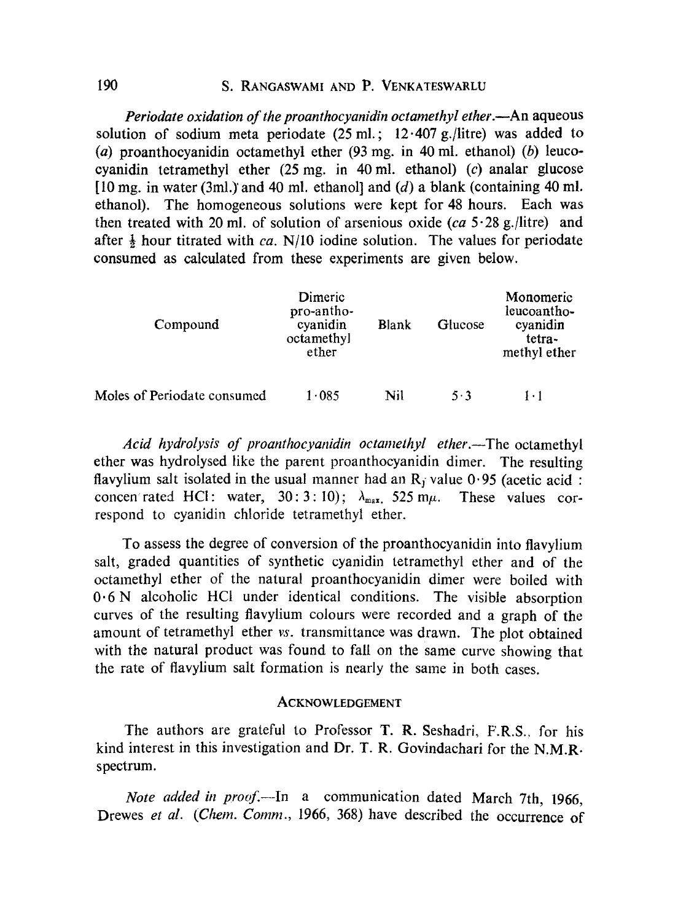*Periodate oxidation of the proanthocyanidin octamethyl ether*.—An aqueous solution of sodium meta periodate (25 ml.; 12·407 g./litre) was added to (*a*) proanthocyanidin octamethyl ether (93 mg. in 40 ml. ethanol) (*b*) leucocyanidin tetramethyl ether (25 mg. in 40 ml. ethanol) (*c*) analar glucose [10 mg. in water (3ml.) and 40 ml. ethanol] and (*d*) a blank (containing 40 ml. ethanol). The homogeneous solutions were kept for 48 hours. Each was then treated with 20 ml. of solution of arsenious oxide (*ca* 5·28 g./litre) and after ½ hour titrated with *ca*. N/10 iodine solution. The values for periodate consumed as calculated from these experiments are given below.

| Compound | Dimeric pro-anthocyanidin octamethyl ether | Blank | Glucose | Monomeric leucoanthocyanidin tetra-methyl ether |
|---|---|---|---|---|
| Moles of Periodate consumed | 1·085 | Nil | 5·3 | 1·1 |

*Acid hydrolysis of proanthocyanidin octamethyl ether*.—The octamethyl ether was hydrolysed like the parent proanthocyanidin dimer. The resulting flavylium salt isolated in the usual manner had an $R_f$ value 0·95 (acetic acid : concentrated HCl : water, 30 : 3 : 10); $\lambda_{max.}$ 525 m$\mu$. These values correspond to cyanidin chloride tetramethyl ether.

To assess the degree of conversion of the proanthocyanidin into flavylium salt, graded quantities of synthetic cyanidin tetramethyl ether and of the octamethyl ether of the natural proanthocyanidin dimer were boiled with 0·6 N alcoholic HCl under identical conditions. The visible absorption curves of the resulting flavylium colours were recorded and a graph of the amount of tetramethyl ether *vs*. transmittance was drawn. The plot obtained with the natural product was found to fall on the same curve showing that the rate of flavylium salt formation is nearly the same in both cases.

## Acknowledgement

The authors are grateful to Professor T. R. Seshadri, F.R.S., for his kind interest in this investigation and Dr. T. R. Govindachari for the N.M.R. spectrum.

*Note added in proof*.—In a communication dated March 7th, 1966, Drewes *et al*. (*Chem. Comm*., 1966, 368) have described the occurrence of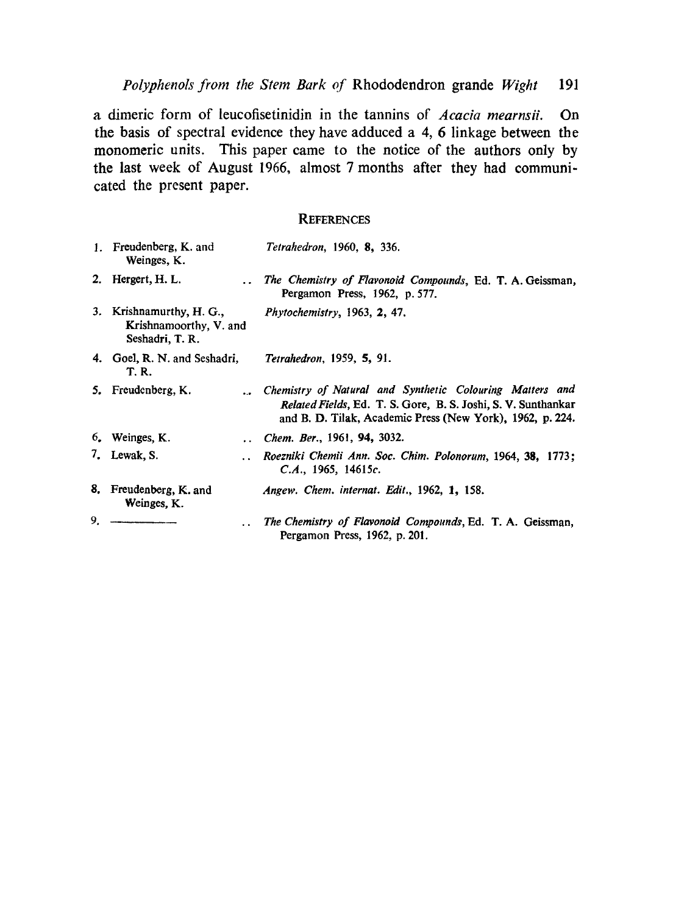a dimeric form of leucofisetinidin in the tannins of *Acacia mearnsii*. On the basis of spectral evidence they have adduced a 4, 6 linkage between the monomeric units. This paper came to the notice of the authors only by the last week of August 1966, almost 7 months after they had communicated the present paper.

## REFERENCES

1. Freudenberg, K. and Weinges, K. — *Tetrahedron*, 1960, **8**, 336.
2. Hergert, H. L. .. *The Chemistry of Flavonoid Compounds*, Ed. T. A. Geissman, Pergamon Press, 1962, p. 577.
3. Krishnamurthy, H. G., Krishnamoorthy, V. and Seshadri, T. R. — *Phytochemistry*, 1963, **2**, 47.
4. Goel, R. N. and Seshadri, T. R. — *Tetrahedron*, 1959, **5**, 91.
5. Freudenberg, K. .. *Chemistry of Natural and Synthetic Colouring Matters and Related Fields*, Ed. T. S. Gore, B. S. Joshi, S. V. Sunthankar and B. D. Tilak, Academic Press (New York), 1962, p. 224.
6. Weinges, K. .. *Chem. Ber.*, 1961, **94**, 3032.
7. Lewak, S. .. *Roezniki Chemii Ann. Soc. Chim. Polonorum*, 1964, **38**, 1773; *C.A.*, 1965, 14615*c*.
8. Freudenberg, K. and Weinges, K. — *Angew. Chem. internat. Edit.*, 1962, **1**, 158.
9. ———— .. *The Chemistry of Flavonoid Compounds*, Ed. T. A. Geissman, Pergamon Press, 1962, p. 201.